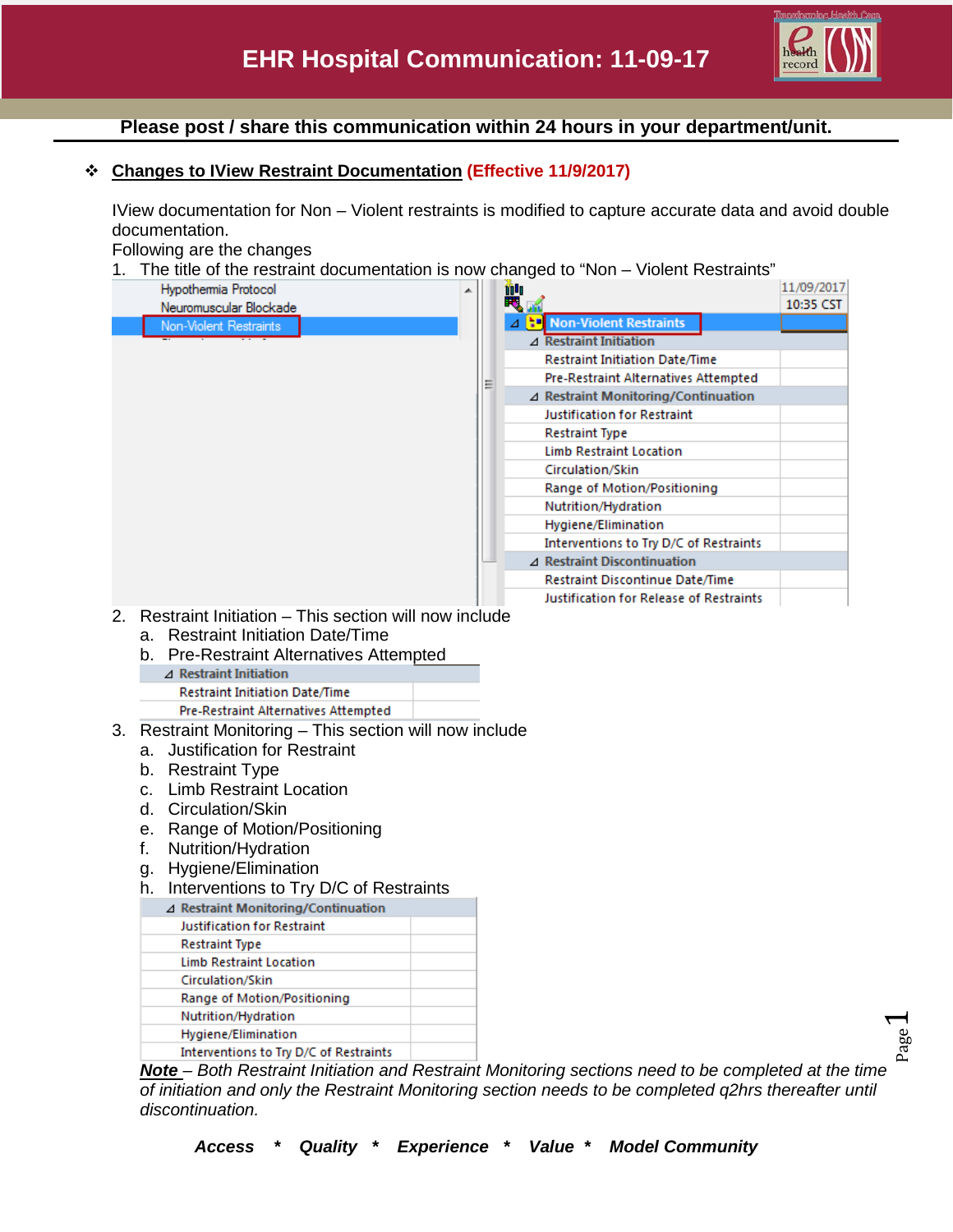# EHR Hospital Communication: 11-09-17

**Please post / share this communication within 24 hours in your department/unit.**

❖ **Changes to IView Restraint Documentation (Effective 11/9/2017)**

IView documentation for Non – Violent restraints is modified to capture accurate data and avoid double documentation.

Following are the changes

1. The title of the restraint documentation is now changed to "Non – Violent Restraints"

| Hypothermia Protocol | 11/09/2017 10:35 CST |
|---|---|
| Neuromuscular Blockade | |
| Non-Violent Restraints | |

| Non-Violent Restraints | |
|---|---|
| **Restraint Initiation** | |
| Restraint Initiation Date/Time | |
| Pre-Restraint Alternatives Attempted | |
| **Restraint Monitoring/Continuation** | |
| Justification for Restraint | |
| Restraint Type | |
| Limb Restraint Location | |
| Circulation/Skin | |
| Range of Motion/Positioning | |
| Nutrition/Hydration | |
| Hygiene/Elimination | |
| Interventions to Try D/C of Restraints | |
| **Restraint Discontinuation** | |
| Restraint Discontinue Date/Time | |
| Justification for Release of Restraints | |

2. Restraint Initiation – This section will now include
   a. Restraint Initiation Date/Time
   b. Pre-Restraint Alternatives Attempted

| Restraint Initiation | |
|---|---|
| Restraint Initiation Date/Time | |
| Pre-Restraint Alternatives Attempted | |

3. Restraint Monitoring – This section will now include
   a. Justification for Restraint
   b. Restraint Type
   c. Limb Restraint Location
   d. Circulation/Skin
   e. Range of Motion/Positioning
   f. Nutrition/Hydration
   g. Hygiene/Elimination
   h. Interventions to Try D/C of Restraints

| Restraint Monitoring/Continuation | |
|---|---|
| Justification for Restraint | |
| Restraint Type | |
| Limb Restraint Location | |
| Circulation/Skin | |
| Range of Motion/Positioning | |
| Nutrition/Hydration | |
| Hygiene/Elimination | |
| Interventions to Try D/C of Restraints | |

***Note** – Both Restraint Initiation and Restraint Monitoring sections need to be completed at the time of initiation and only the Restraint Monitoring section needs to be completed q2hrs thereafter until discontinuation.*

***Access * Quality * Experience * Value * Model Community***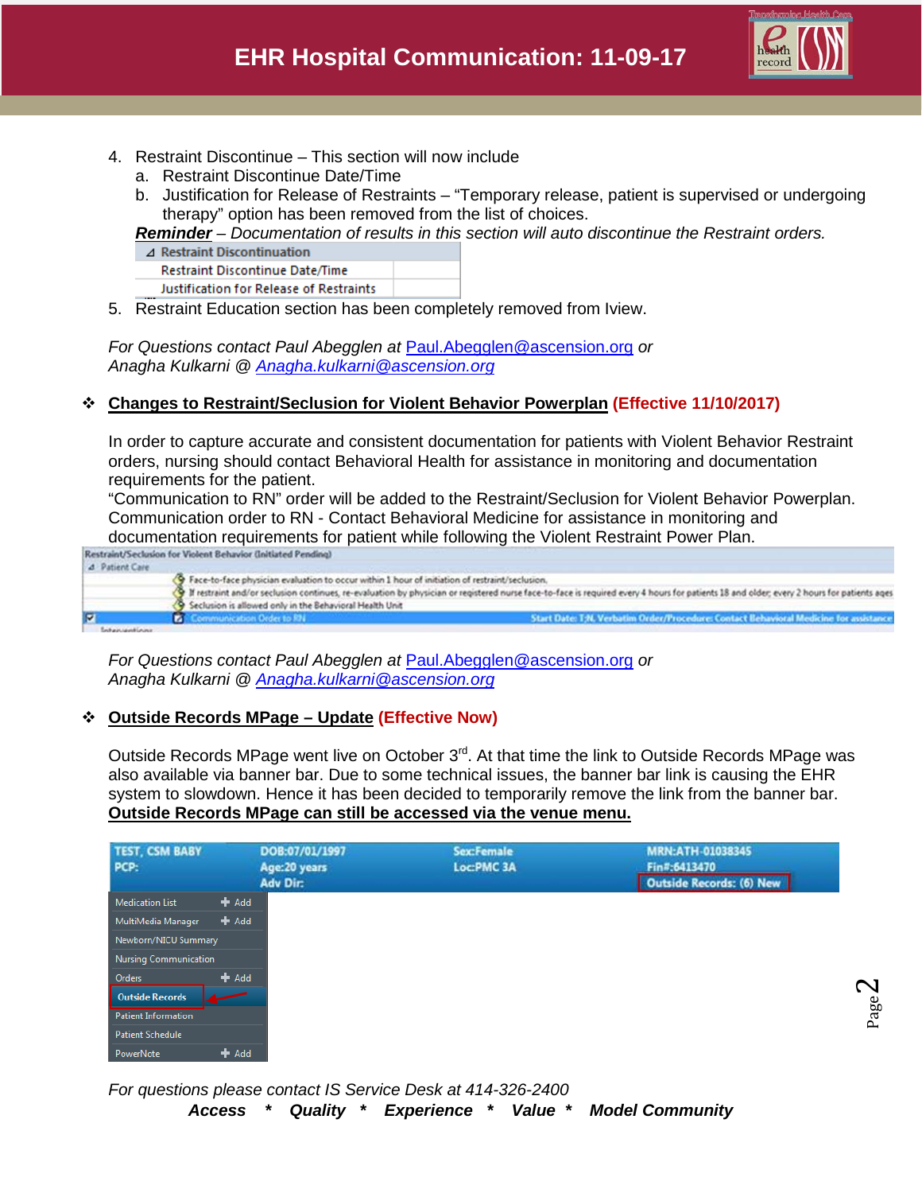# EHR Hospital Communication: 11-09-17

4. Restraint Discontinue – This section will now include
   a. Restraint Discontinue Date/Time
   b. Justification for Release of Restraints – "Temporary release, patient is supervised or undergoing therapy" option has been removed from the list of choices.

   ***Reminder*** *– Documentation of results in this section will auto discontinue the Restraint orders.*

| ⊿ Restraint Discontinuation | |
|---|---|
| Restraint Discontinue Date/Time | |
| Justification for Release of Restraints | |

5. Restraint Education section has been completely removed from Iview.

*For Questions contact Paul Abegglen at Paul.Abegglen@ascension.org or Anagha Kulkarni @ Anagha.kulkarni@ascension.org*

❖ **Changes to Restraint/Seclusion for Violent Behavior Powerplan** **(Effective 11/10/2017)**

In order to capture accurate and consistent documentation for patients with Violent Behavior Restraint orders, nursing should contact Behavioral Health for assistance in monitoring and documentation requirements for the patient.
"Communication to RN" order will be added to the Restraint/Seclusion for Violent Behavior Powerplan. Communication order to RN - Contact Behavioral Medicine for assistance in monitoring and documentation requirements for patient while following the Violent Restraint Power Plan.

Restraint/Seclusion for Violent Behavior (Initiated Pending)
⊿ Patient Care
- Face-to-face physician evaluation to occur within 1 hour of initiation of restraint/seclusion.
- If restraint and/or seclusion continues, re-evaluation by physician or registered nurse face-to-face is required every 4 hours for patients 18 and older; every 2 hours for patients ages
- Seclusion is allowed only in the Behavioral Health Unit
- Communication Order to RN — Start Date: T;N, Verbatim Order/Procedure: Contact Behavioral Medicine for assistance

Interventions

*For Questions contact Paul Abegglen at Paul.Abegglen@ascension.org or Anagha Kulkarni @ Anagha.kulkarni@ascension.org*

❖ **Outside Records MPage – Update** **(Effective Now)**

Outside Records MPage went live on October 3rd. At that time the link to Outside Records MPage was also available via banner bar. Due to some technical issues, the banner bar link is causing the EHR system to slowdown. Hence it has been decided to temporarily remove the link from the banner bar.
**Outside Records MPage can still be accessed via the venue menu.**

| TEST, CSM BABY<br>PCP: | DOB:07/01/1997<br>Age:20 years<br>Adv Dir: | Sex:Female<br>Loc:PMC 3A | MRN:ATH-01038345<br>Fin#:6413470<br>Outside Records: (6) New |
|---|---|---|---|

- Medication List + Add
- MultiMedia Manager + Add
- Newborn/NICU Summary
- Nursing Communication
- Orders + Add
- Outside Records
- Patient Information
- Patient Schedule
- PowerNote + Add

*For questions please contact IS Service Desk at 414-326-2400*

***Access * Quality * Experience * Value * Model Community***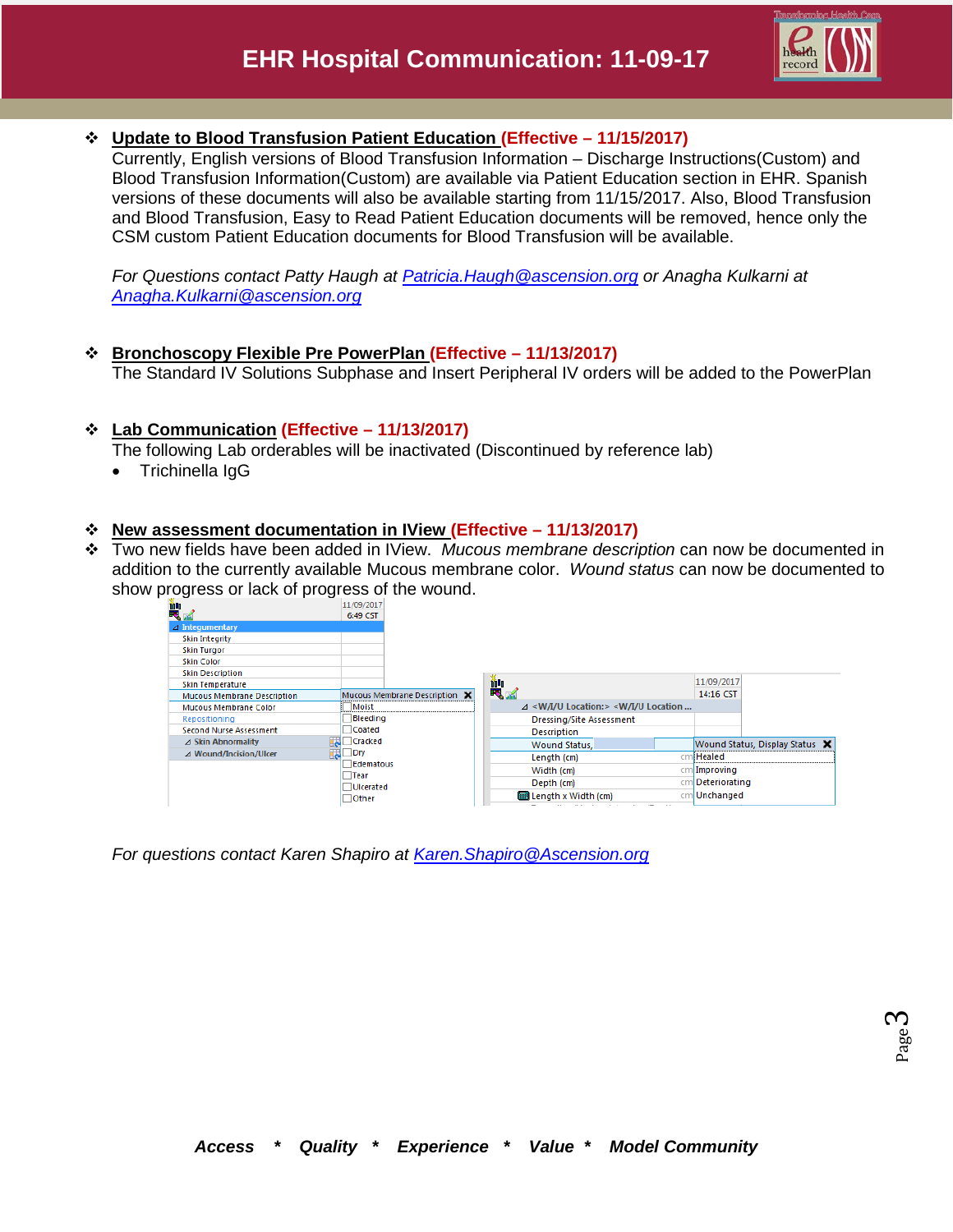# EHR Hospital Communication: 11-09-17

- **Update to Blood Transfusion Patient Education** **(Effective – 11/15/2017)**
  Currently, English versions of Blood Transfusion Information – Discharge Instructions(Custom) and Blood Transfusion Information(Custom) are available via Patient Education section in EHR. Spanish versions of these documents will also be available starting from 11/15/2017. Also, Blood Transfusion and Blood Transfusion, Easy to Read Patient Education documents will be removed, hence only the CSM custom Patient Education documents for Blood Transfusion will be available.

  *For Questions contact Patty Haugh at Patricia.Haugh@ascension.org or Anagha Kulkarni at Anagha.Kulkarni@ascension.org*

- **Bronchoscopy Flexible Pre PowerPlan** **(Effective – 11/13/2017)**
  The Standard IV Solutions Subphase and Insert Peripheral IV orders will be added to the PowerPlan

- **Lab Communication** **(Effective – 11/13/2017)**
  The following Lab orderables will be inactivated (Discontinued by reference lab)
  - Trichinella IgG

- **New assessment documentation in IView** **(Effective – 11/13/2017)**
- Two new fields have been added in IView. *Mucous membrane description* can now be documented in addition to the currently available Mucous membrane color. *Wound status* can now be documented to show progress or lack of progress of the wound.

11/09/2017
6:49 CST
Integumentary
Skin Integrity
Skin Turgor
Skin Color
Skin Description
Skin Temperature
Mucous Membrane Description
Mucous Membrane Color
Repositioning
Second Nurse Assessment
Skin Abnormality
Wound/Incision/Ulcer

Mucous Membrane Description
Moist
Bleeding
Coated
Cracked
Dry
Edematous
Tear
Ulcerated
Other

11/09/2017
14:16 CST
<W/I/U Location:> <W/I/U Location ...
Dressing/Site Assessment
Description
Wound Status,
Length (cm)
Width (cm)
Depth (cm)
Length x Width (cm)

Wound Status, Display Status
Healed
Improving
Deteriorating
Unchanged

*For questions contact Karen Shapiro at Karen.Shapiro@Ascension.org*

***Access * Quality * Experience * Value * Model Community***